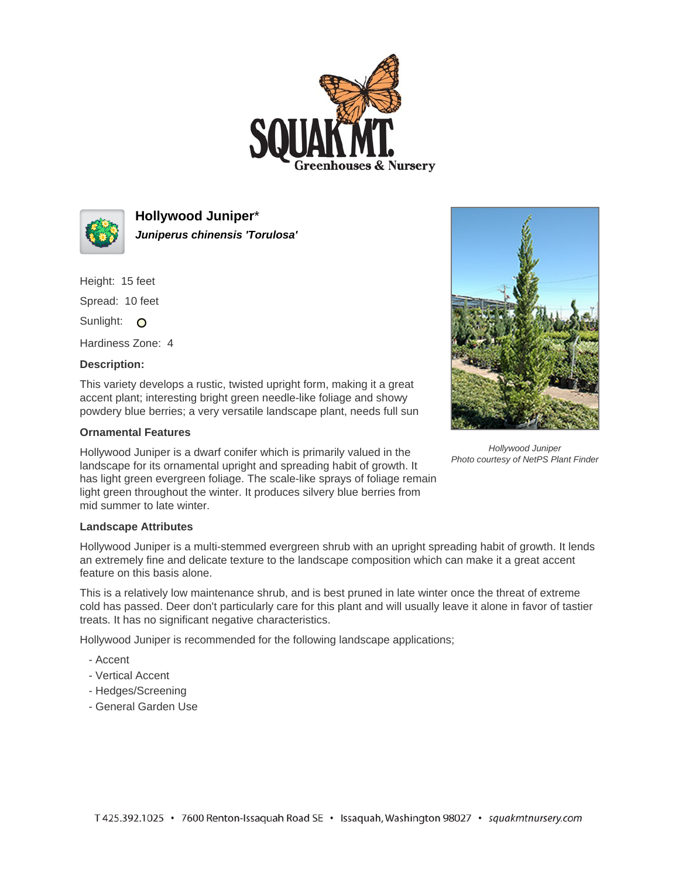# Hollywood Juniper*

***Juniperus chinensis 'Torulosa'***

Height: 15 feet

Spread: 10 feet

Sunlight: ○

Hardiness Zone: 4

**Description:**

This variety develops a rustic, twisted upright form, making it a great accent plant; interesting bright green needle-like foliage and showy powdery blue berries; a very versatile landscape plant, needs full sun

Hollywood Juniper
*Photo courtesy of NetPS Plant Finder*

### Ornamental Features

Hollywood Juniper is a dwarf conifer which is primarily valued in the landscape for its ornamental upright and spreading habit of growth. It has light green evergreen foliage. The scale-like sprays of foliage remain light green throughout the winter. It produces silvery blue berries from mid summer to late winter.

### Landscape Attributes

Hollywood Juniper is a multi-stemmed evergreen shrub with an upright spreading habit of growth. It lends an extremely fine and delicate texture to the landscape composition which can make it a great accent feature on this basis alone.

This is a relatively low maintenance shrub, and is best pruned in late winter once the threat of extreme cold has passed. Deer don't particularly care for this plant and will usually leave it alone in favor of tastier treats. It has no significant negative characteristics.

Hollywood Juniper is recommended for the following landscape applications;

- Accent
- Vertical Accent
- Hedges/Screening
- General Garden Use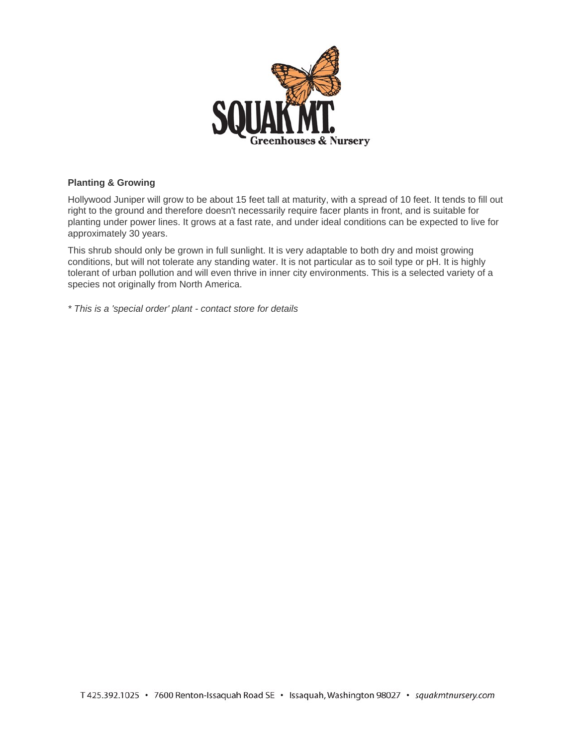**Planting & Growing**

Hollywood Juniper will grow to be about 15 feet tall at maturity, with a spread of 10 feet. It tends to fill out right to the ground and therefore doesn't necessarily require facer plants in front, and is suitable for planting under power lines. It grows at a fast rate, and under ideal conditions can be expected to live for approximately 30 years.

This shrub should only be grown in full sunlight. It is very adaptable to both dry and moist growing conditions, but will not tolerate any standing water. It is not particular as to soil type or pH. It is highly tolerant of urban pollution and will even thrive in inner city environments. This is a selected variety of a species not originally from North America.

*\* This is a 'special order' plant - contact store for details*